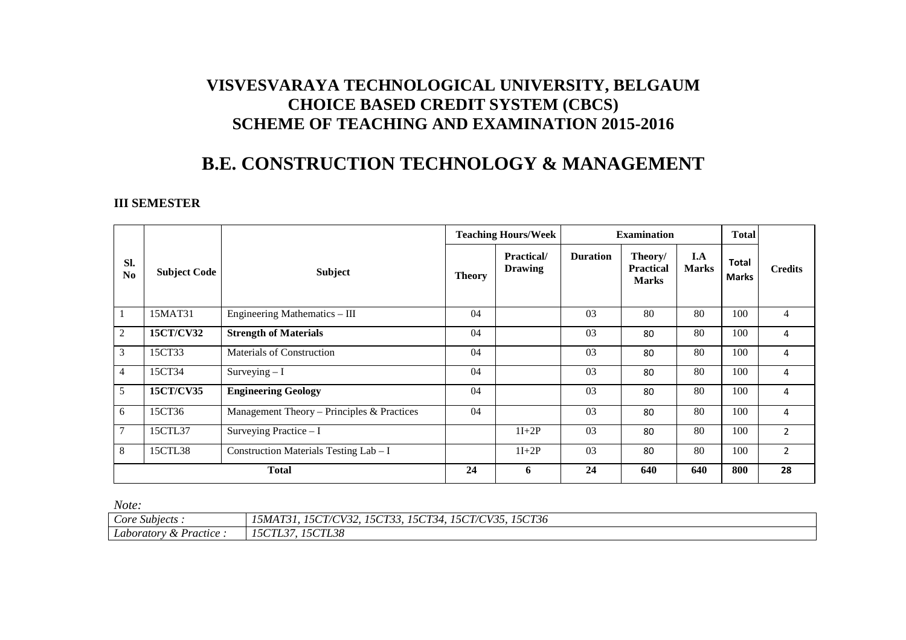# VISVESVARAYA TECHNOLOGICAL UNIVERSITY, BELGAUM
# CHOICE BASED CREDIT SYSTEM (CBCS)
# SCHEME OF TEACHING AND EXAMINATION 2015-2016

# B.E. CONSTRUCTION TECHNOLOGY & MANAGEMENT

### III SEMESTER

| Sl. No | Subject Code | Subject | Teaching Hours/Week | | Examination | | | Total | Credits |
|---|---|---|---|---|---|---|---|---|---|
| | | | Theory | Practical/ Drawing | Duration | Theory/ Practical Marks | I.A Marks | Total Marks | |
| 1 | 15MAT31 | Engineering Mathematics – III | 04 | | 03 | 80 | 80 | 100 | 4 |
| 2 | **15CT/CV32** | **Strength of Materials** | 04 | | 03 | 80 | 80 | 100 | 4 |
| 3 | 15CT33 | Materials of Construction | 04 | | 03 | 80 | 80 | 100 | 4 |
| 4 | 15CT34 | Surveying – I | 04 | | 03 | 80 | 80 | 100 | 4 |
| 5 | **15CT/CV35** | **Engineering Geology** | 04 | | 03 | 80 | 80 | 100 | 4 |
| 6 | 15CT36 | Management Theory – Principles & Practices | 04 | | 03 | 80 | 80 | 100 | 4 |
| 7 | 15CTL37 | Surveying Practice – I | | 1I+2P | 03 | 80 | 80 | 100 | 2 |
| 8 | 15CTL38 | Construction Materials Testing Lab – I | | 1I+2P | 03 | 80 | 80 | 100 | 2 |
| **Total** | | | **24** | **6** | **24** | **640** | **640** | **800** | **28** |

*Note:*

| *Core Subjects :* | *15MAT31, 15CT/CV32, 15CT33, 15CT34, 15CT/CV35, 15CT36* |
|---|---|
| *Laboratory & Practice :* | *15CTL37, 15CTL38* |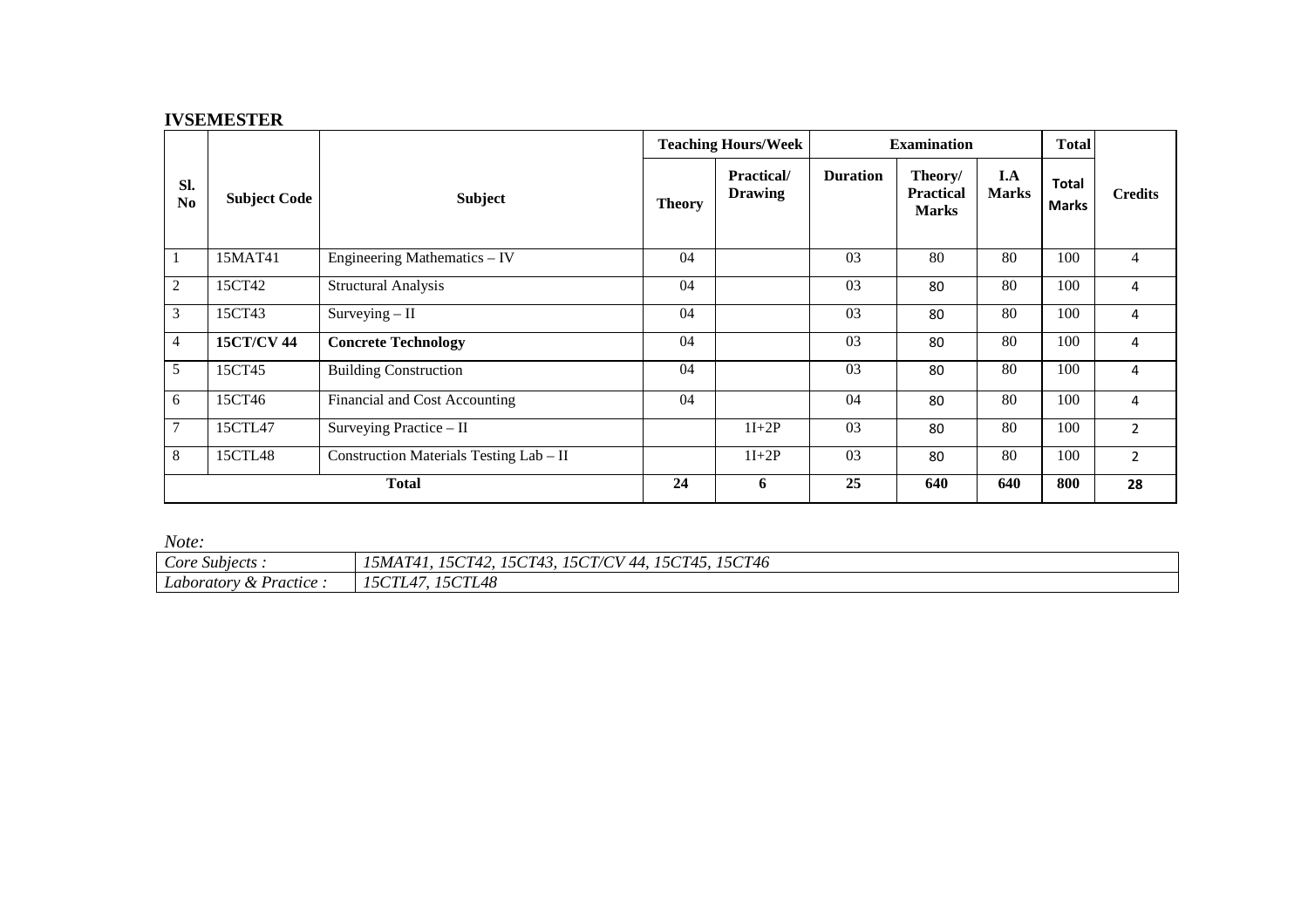**IVSEMESTER**

| Sl. No | Subject Code | Subject | Teaching Hours/Week | | Examination | | | Total | Credits |
|---|---|---|---|---|---|---|---|---|---|
| | | | Theory | Practical/ Drawing | Duration | Theory/ Practical Marks | I.A Marks | Total Marks | |
| 1 | 15MAT41 | Engineering Mathematics – IV | 04 | | 03 | 80 | 80 | 100 | 4 |
| 2 | 15CT42 | Structural Analysis | 04 | | 03 | 80 | 80 | 100 | 4 |
| 3 | 15CT43 | Surveying – II | 04 | | 03 | 80 | 80 | 100 | 4 |
| 4 | **15CT/CV 44** | **Concrete Technology** | 04 | | 03 | 80 | 80 | 100 | 4 |
| 5 | 15CT45 | Building Construction | 04 | | 03 | 80 | 80 | 100 | 4 |
| 6 | 15CT46 | Financial and Cost Accounting | 04 | | 04 | 80 | 80 | 100 | 4 |
| 7 | 15CTL47 | Surveying Practice – II | | 1I+2P | 03 | 80 | 80 | 100 | 2 |
| 8 | 15CTL48 | Construction Materials Testing Lab – II | | 1I+2P | 03 | 80 | 80 | 100 | 2 |
| **Total** | | | **24** | **6** | **25** | **640** | **640** | **800** | **28** |

*Note:*

| | |
|---|---|
| *Core Subjects :* | *15MAT41, 15CT42, 15CT43, 15CT/CV 44, 15CT45, 15CT46* |
| *Laboratory & Practice :* | *15CTL47, 15CTL48* |